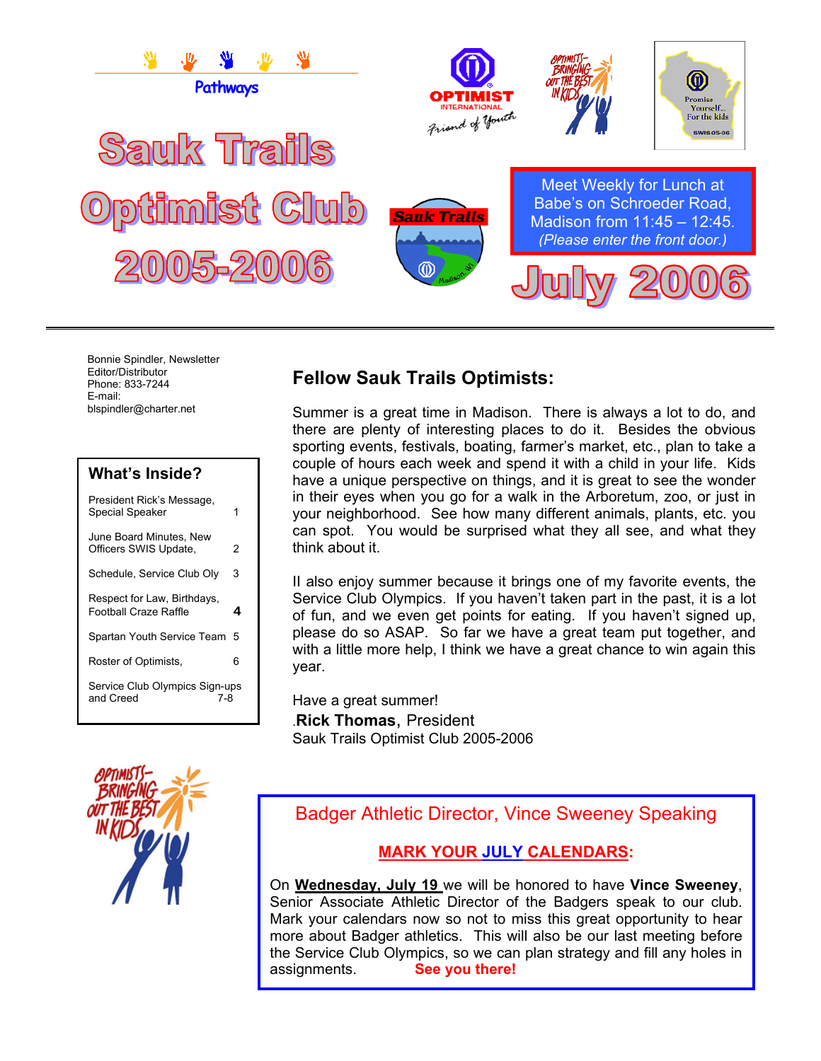Pathways

# Sauk Trails Optimist Club 2005-2006

OPTIMIST INTERNATIONAL
Friend of Youth

OPTIMISTS—BRINGING OUT THE BEST IN KIDS

Promise Yourself... For the kids
SWIS 05-06

Sauk Trails
Madison, WI

Meet Weekly for Lunch at Babe's on Schroeder Road, Madison from 11:45 – 12:45.
*(Please enter the front door.)*

## July 2006

Bonnie Spindler, Newsletter Editor/Distributor
Phone: 833-7244
E-mail: blspindler@charter.net

### What's Inside?

| | |
|---|---|
| President Rick's Message, Special Speaker | 1 |
| June Board Minutes, New Officers SWIS Update, | 2 |
| Schedule, Service Club Oly | 3 |
| Respect for Law, Birthdays, Football Craze Raffle | **4** |
| Spartan Youth Service Team | 5 |
| Roster of Optimists, | 6 |
| Service Club Olympics Sign-ups and Creed | 7-8 |

## Fellow Sauk Trails Optimists:

Summer is a great time in Madison. There is always a lot to do, and there are plenty of interesting places to do it. Besides the obvious sporting events, festivals, boating, farmer's market, etc., plan to take a couple of hours each week and spend it with a child in your life. Kids have a unique perspective on things, and it is great to see the wonder in their eyes when you go for a walk in the Arboretum, zoo, or just in your neighborhood. See how many different animals, plants, etc. you can spot. You would be surprised what they all see, and what they think about it.

II also enjoy summer because it brings one of my favorite events, the Service Club Olympics. If you haven't taken part in the past, it is a lot of fun, and we even get points for eating. If you haven't signed up, please do so ASAP. So far we have a great team put together, and with a little more help, I think we have a great chance to win again this year.

Have a great summer!
.**Rick Thomas**, President
Sauk Trails Optimist Club 2005-2006

OPTIMISTS—BRINGING OUT THE BEST IN KIDS

### Badger Athletic Director, Vince Sweeney Speaking

**MARK YOUR JULY CALENDARS:**

On **Wednesday, July 19** we will be honored to have **Vince Sweeney**, Senior Associate Athletic Director of the Badgers speak to our club. Mark your calendars now so not to miss this great opportunity to hear more about Badger athletics. This will also be our last meeting before the Service Club Olympics, so we can plan strategy and fill any holes in assignments. **See you there!**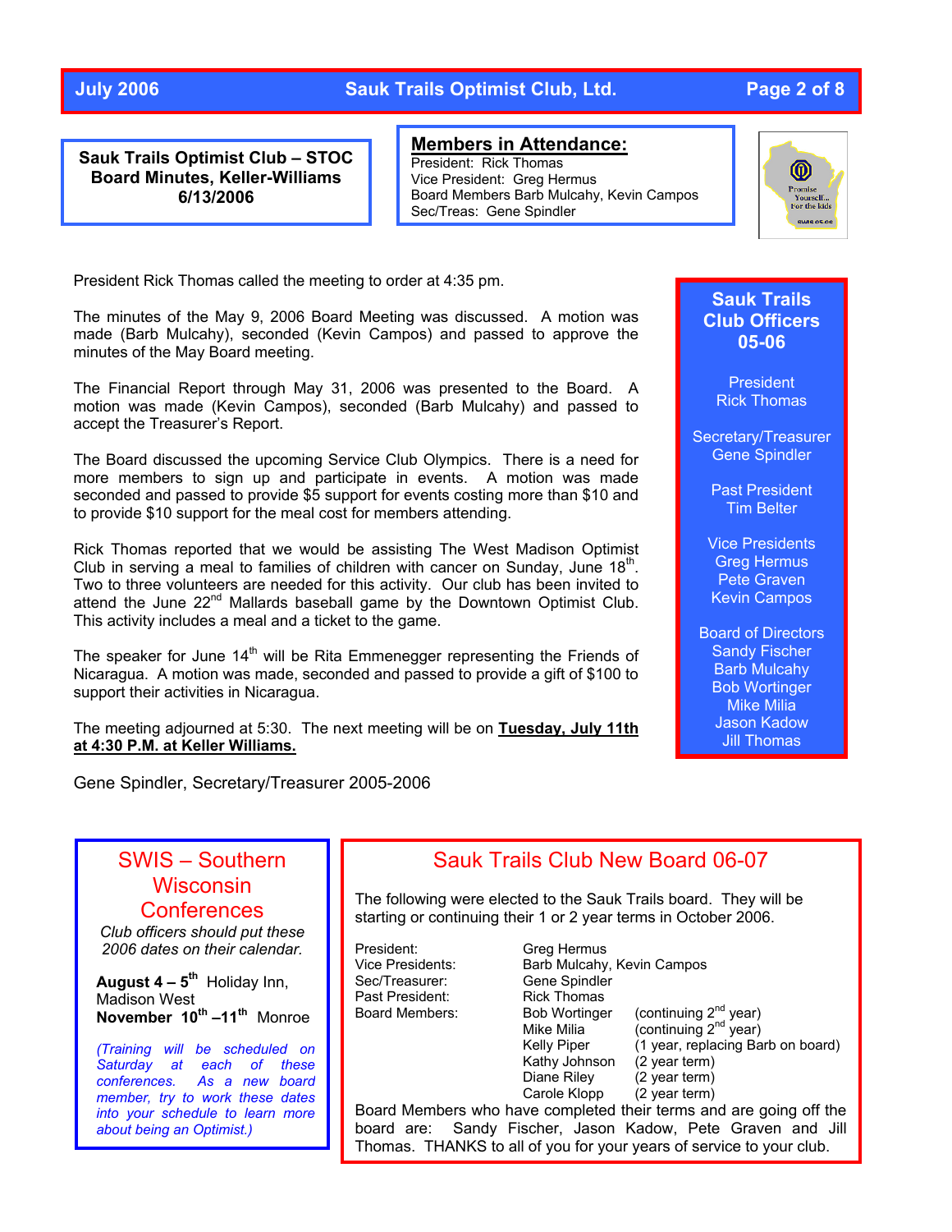## Sauk Trails Optimist Club – STOC Board Minutes, Keller-Williams 6/13/2006

**Members in Attendance:**
President: Rick Thomas
Vice President: Greg Hermus
Board Members Barb Mulcahy, Kevin Campos
Sec/Treas: Gene Spindler

President Rick Thomas called the meeting to order at 4:35 pm.

The minutes of the May 9, 2006 Board Meeting was discussed. A motion was made (Barb Mulcahy), seconded (Kevin Campos) and passed to approve the minutes of the May Board meeting.

The Financial Report through May 31, 2006 was presented to the Board. A motion was made (Kevin Campos), seconded (Barb Mulcahy) and passed to accept the Treasurer's Report.

The Board discussed the upcoming Service Club Olympics. There is a need for more members to sign up and participate in events. A motion was made seconded and passed to provide $5 support for events costing more than $10 and to provide $10 support for the meal cost for members attending.

Rick Thomas reported that we would be assisting The West Madison Optimist Club in serving a meal to families of children with cancer on Sunday, June 18th. Two to three volunteers are needed for this activity. Our club has been invited to attend the June 22nd Mallards baseball game by the Downtown Optimist Club. This activity includes a meal and a ticket to the game.

The speaker for June 14th will be Rita Emmenegger representing the Friends of Nicaragua. A motion was made, seconded and passed to provide a gift of $100 to support their activities in Nicaragua.

The meeting adjourned at 5:30. The next meeting will be on **Tuesday, July 11th at 4:30 P.M. at Keller Williams.**

Gene Spindler, Secretary/Treasurer 2005-2006

## Sauk Trails Club Officers 05-06

President
Rick Thomas

Secretary/Treasurer
Gene Spindler

Past President
Tim Belter

Vice Presidents
Greg Hermus
Pete Graven
Kevin Campos

Board of Directors
Sandy Fischer
Barb Mulcahy
Bob Wortinger
Mike Milia
Jason Kadow
Jill Thomas

## SWIS – Southern Wisconsin Conferences

*Club officers should put these 2006 dates on their calendar.*

**August 4 – 5th** Holiday Inn, Madison West
**November 10th –11th** Monroe

*(Training will be scheduled on Saturday at each of these conferences. As a new board member, try to work these dates into your schedule to learn more about being an Optimist.)*

## Sauk Trails Club New Board 06-07

The following were elected to the Sauk Trails board. They will be starting or continuing their 1 or 2 year terms in October 2006.

| | | |
|---|---|---|
| President: | Greg Hermus | |
| Vice Presidents: | Barb Mulcahy, Kevin Campos | |
| Sec/Treasurer: | Gene Spindler | |
| Past President: | Rick Thomas | |
| Board Members: | Bob Wortinger | (continuing 2nd year) |
| | Mike Milia | (continuing 2nd year) |
| | Kelly Piper | (1 year, replacing Barb on board) |
| | Kathy Johnson | (2 year term) |
| | Diane Riley | (2 year term) |
| | Carole Klopp | (2 year term) |

Board Members who have completed their terms and are going off the board are: Sandy Fischer, Jason Kadow, Pete Graven and Jill Thomas. THANKS to all of you for your years of service to your club.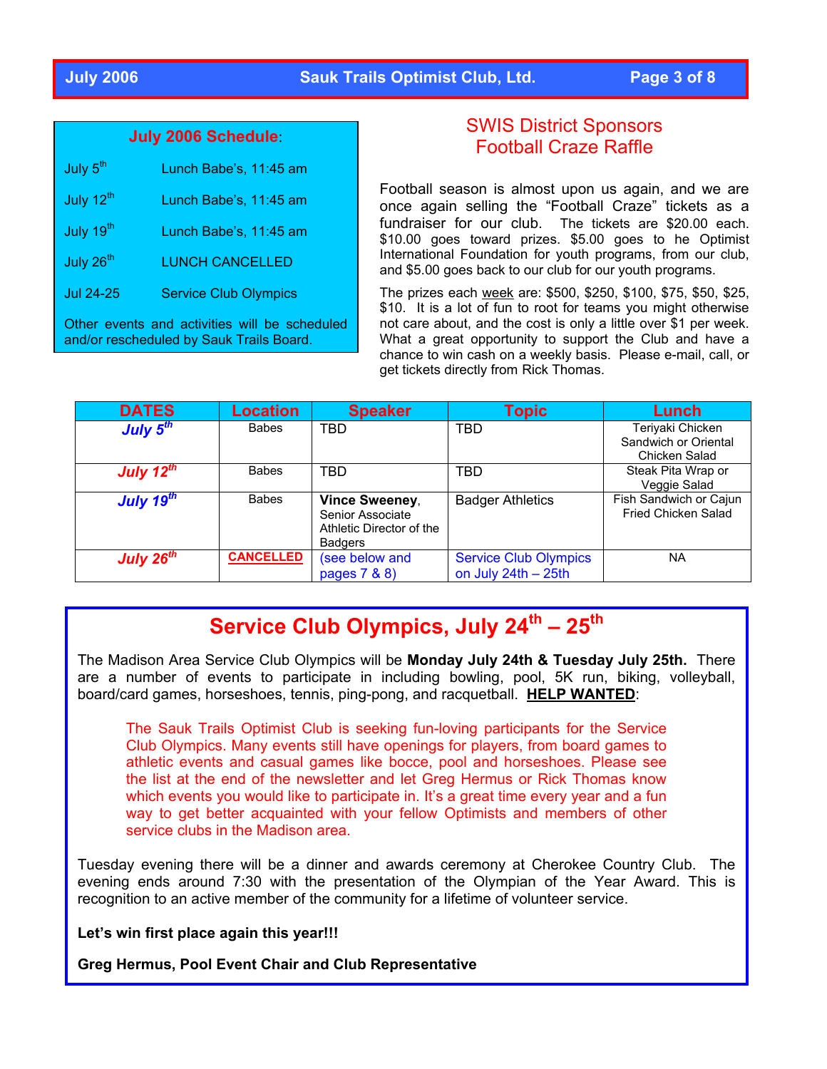## July 2006 Schedule:

| | |
|---|---|
| July 5th | Lunch Babe's, 11:45 am |
| July 12th | Lunch Babe's, 11:45 am |
| July 19th | Lunch Babe's, 11:45 am |
| July 26th | LUNCH CANCELLED |
| Jul 24-25 | Service Club Olympics |

Other events and activities will be scheduled and/or rescheduled by Sauk Trails Board.

## SWIS District Sponsors Football Craze Raffle

Football season is almost upon us again, and we are once again selling the "Football Craze" tickets as a fundraiser for our club. The tickets are $20.00 each. $10.00 goes toward prizes. $5.00 goes to he Optimist International Foundation for youth programs, from our club, and $5.00 goes back to our club for our youth programs.

The prizes each week are: $500, $250, $100, $75, $50, $25, $10. It is a lot of fun to root for teams you might otherwise not care about, and the cost is only a little over $1 per week. What a great opportunity to support the Club and have a chance to win cash on a weekly basis. Please e-mail, call, or get tickets directly from Rick Thomas.

| DATES | Location | Speaker | Topic | Lunch |
|---|---|---|---|---|
| *July 5th* | Babes | TBD | TBD | Teriyaki Chicken Sandwich or Oriental Chicken Salad |
| *July 12th* | Babes | TBD | TBD | Steak Pita Wrap or Veggie Salad |
| *July 19th* | Babes | **Vince Sweeney**, Senior Associate Athletic Director of the Badgers | Badger Athletics | Fish Sandwich or Cajun Fried Chicken Salad |
| *July 26th* | CANCELLED | (see below and pages 7 & 8) | Service Club Olympics on July 24th – 25th | NA |

## Service Club Olympics, July 24th – 25th

The Madison Area Service Club Olympics will be **Monday July 24th & Tuesday July 25th.** There are a number of events to participate in including bowling, pool, 5K run, biking, volleyball, board/card games, horseshoes, tennis, ping-pong, and racquetball. **HELP WANTED**:

> The Sauk Trails Optimist Club is seeking fun-loving participants for the Service Club Olympics. Many events still have openings for players, from board games to athletic events and casual games like bocce, pool and horseshoes. Please see the list at the end of the newsletter and let Greg Hermus or Rick Thomas know which events you would like to participate in. It's a great time every year and a fun way to get better acquainted with your fellow Optimists and members of other service clubs in the Madison area.

Tuesday evening there will be a dinner and awards ceremony at Cherokee Country Club. The evening ends around 7:30 with the presentation of the Olympian of the Year Award. This is recognition to an active member of the community for a lifetime of volunteer service.

**Let's win first place again this year!!!**

**Greg Hermus, Pool Event Chair and Club Representative**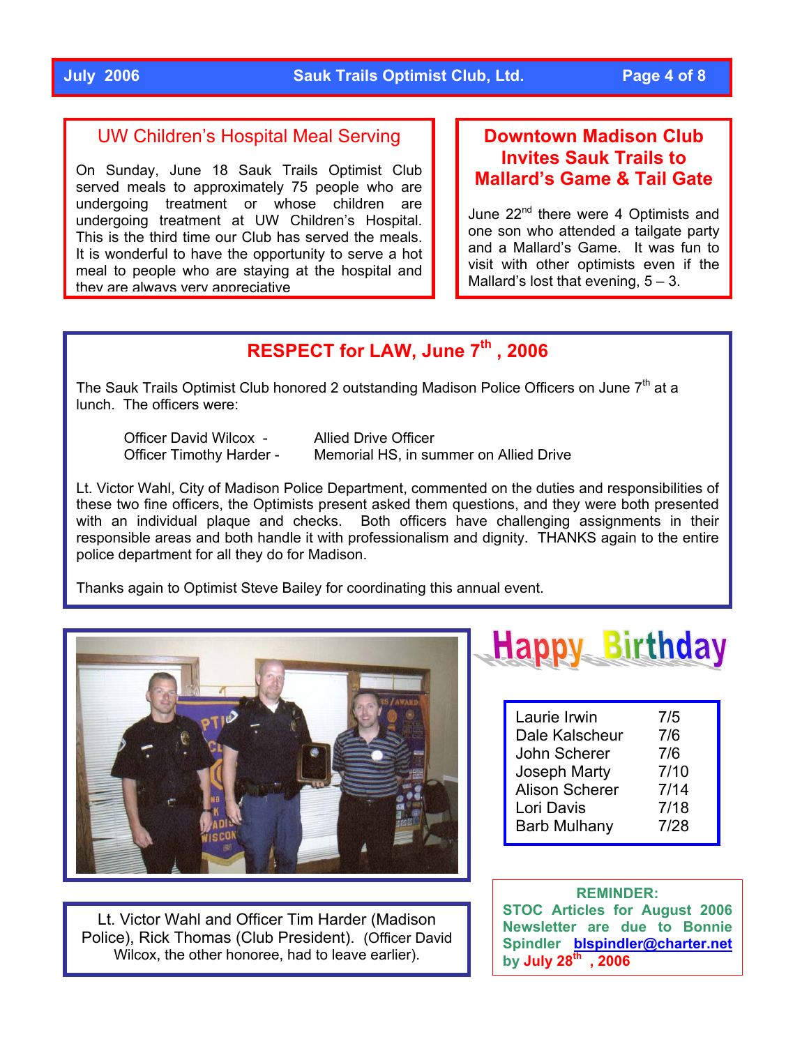## UW Children's Hospital Meal Serving

On Sunday, June 18 Sauk Trails Optimist Club served meals to approximately 75 people who are undergoing treatment or whose children are undergoing treatment at UW Children's Hospital. This is the third time our Club has served the meals. It is wonderful to have the opportunity to serve a hot meal to people who are staying at the hospital and they are always very appreciative

## Downtown Madison Club Invites Sauk Trails to Mallard's Game & Tail Gate

June 22nd there were 4 Optimists and one son who attended a tailgate party and a Mallard's Game. It was fun to visit with other optimists even if the Mallard's lost that evening, 5 – 3.

## RESPECT for LAW, June 7th, 2006

The Sauk Trails Optimist Club honored 2 outstanding Madison Police Officers on June 7th at a lunch. The officers were:

| | |
|---|---|
| Officer David Wilcox - | Allied Drive Officer |
| Officer Timothy Harder - | Memorial HS, in summer on Allied Drive |

Lt. Victor Wahl, City of Madison Police Department, commented on the duties and responsibilities of these two fine officers, the Optimists present asked them questions, and they were both presented with an individual plaque and checks. Both officers have challenging assignments in their responsible areas and both handle it with professionalism and dignity. THANKS again to the entire police department for all they do for Madison.

Thanks again to Optimist Steve Bailey for coordinating this annual event.

Lt. Victor Wahl and Officer Tim Harder (Madison Police), Rick Thomas (Club President). (Officer David Wilcox, the other honoree, had to leave earlier).

## Happy Birthday

| | |
|---|---|
| Laurie Irwin | 7/5 |
| Dale Kalscheur | 7/6 |
| John Scherer | 7/6 |
| Joseph Marty | 7/10 |
| Alison Scherer | 7/14 |
| Lori Davis | 7/18 |
| Barb Mulhany | 7/28 |

**REMINDER:**
**STOC Articles for August 2006 Newsletter are due to Bonnie Spindler blspindler@charter.net by July 28th, 2006**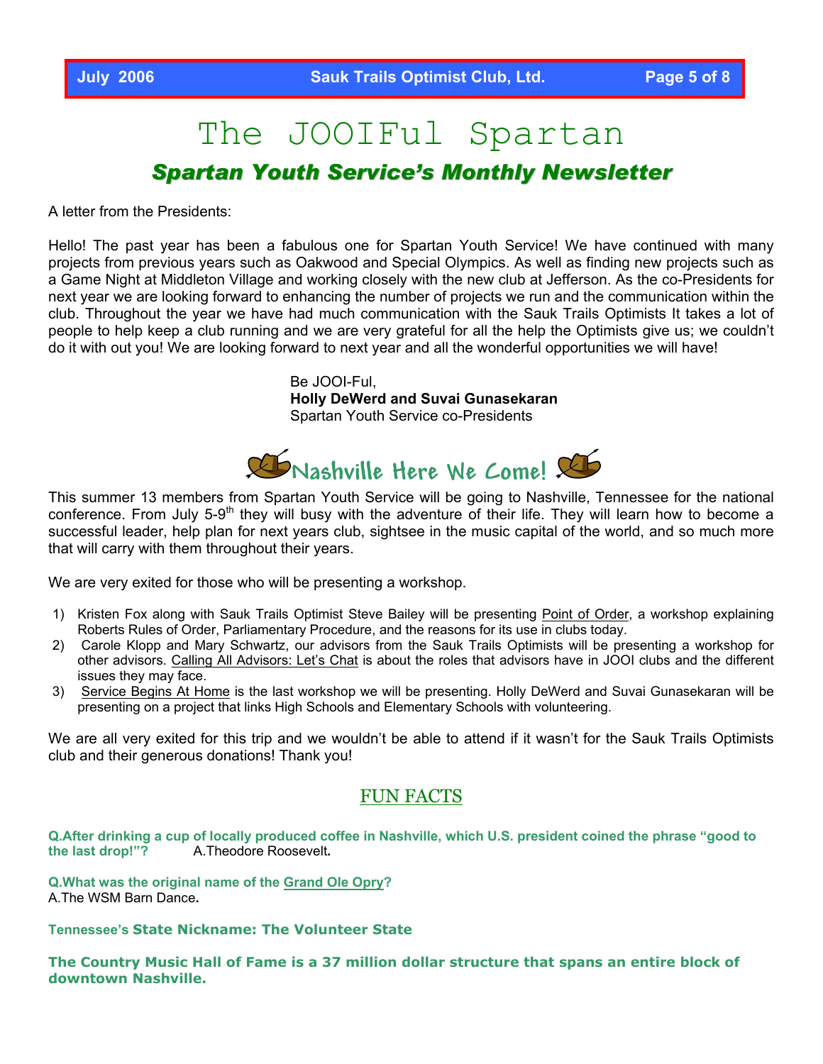# The JOOIFul Spartan

## *Spartan Youth Service's Monthly Newsletter*

A letter from the Presidents:

Hello! The past year has been a fabulous one for Spartan Youth Service! We have continued with many projects from previous years such as Oakwood and Special Olympics. As well as finding new projects such as a Game Night at Middleton Village and working closely with the new club at Jefferson. As the co-Presidents for next year we are looking forward to enhancing the number of projects we run and the communication within the club. Throughout the year we have had much communication with the Sauk Trails Optimists It takes a lot of people to help keep a club running and we are very grateful for all the help the Optimists give us; we couldn't do it with out you! We are looking forward to next year and all the wonderful opportunities we will have!

Be JOOI-Ful,
**Holly DeWerd and Suvai Gunasekaran**
Spartan Youth Service co-Presidents

## Nashville Here We Come!

This summer 13 members from Spartan Youth Service will be going to Nashville, Tennessee for the national conference. From July 5-9th they will busy with the adventure of their life. They will learn how to become a successful leader, help plan for next years club, sightsee in the music capital of the world, and so much more that will carry with them throughout their years.

We are very exited for those who will be presenting a workshop.

1) Kristen Fox along with Sauk Trails Optimist Steve Bailey will be presenting Point of Order, a workshop explaining Roberts Rules of Order, Parliamentary Procedure, and the reasons for its use in clubs today.
2) Carole Klopp and Mary Schwartz, our advisors from the Sauk Trails Optimists will be presenting a workshop for other advisors. Calling All Advisors: Let's Chat is about the roles that advisors have in JOOI clubs and the different issues they may face.
3) Service Begins At Home is the last workshop we will be presenting. Holly DeWerd and Suvai Gunasekaran will be presenting on a project that links High Schools and Elementary Schools with volunteering.

We are all very exited for this trip and we wouldn't be able to attend if it wasn't for the Sauk Trails Optimists club and their generous donations! Thank you!

## FUN FACTS

**Q.After drinking a cup of locally produced coffee in Nashville, which U.S. president coined the phrase "good to the last drop!"?** A.Theodore Roosevelt.

**Q.What was the original name of the Grand Ole Opry?**
A.The WSM Barn Dance.

**Tennessee's State Nickname: The Volunteer State**

**The Country Music Hall of Fame is a 37 million dollar structure that spans an entire block of downtown Nashville.**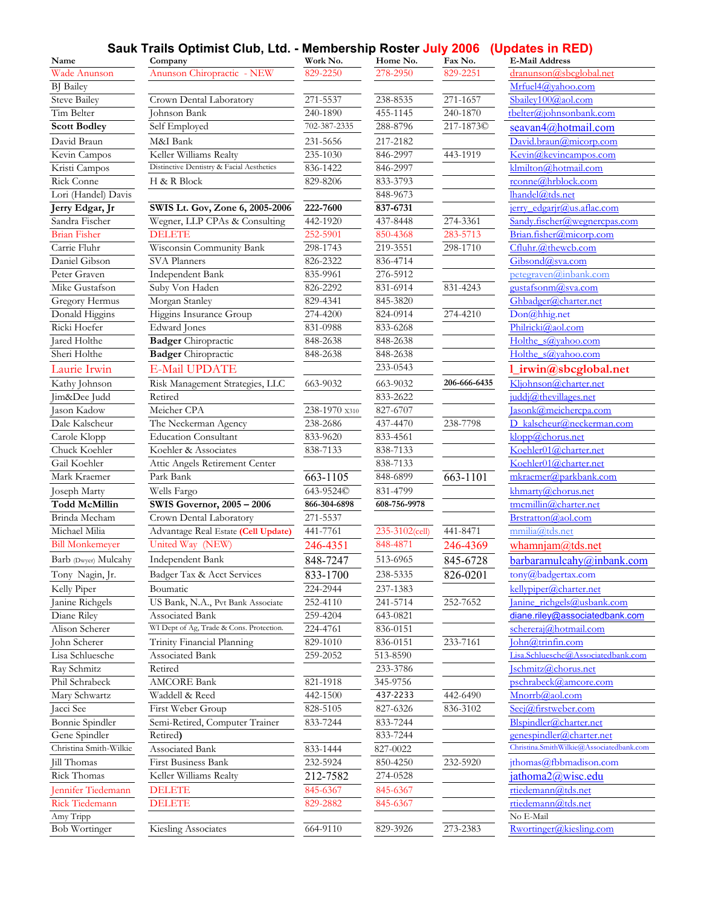# Sauk Trails Optimist Club, Ltd. - Membership Roster July 2006 (Updates in RED)

| Name | Company | Work No. | Home No. | Fax No. | E-Mail Address |
|---|---|---|---|---|---|
| Wade Anunson | Anunson Chiropractic - NEW | 829-2250 | 278-2950 | 829-2251 | dranunson@sbcglobal.net |
| BJ Bailey | | | | | Mrfuel4@yahoo.com |
| Steve Bailey | Crown Dental Laboratory | 271-5537 | 238-8535 | 271-1657 | Sbailey100@aol.com |
| Tim Belter | Johnson Bank | 240-1890 | 455-1145 | 240-1870 | tbelter@johnsonbank.com |
| **Scott Bodley** | Self Employed | 702-387-2335 | 288-8796 | 217-1873© | seavan4@hotmail.com |
| David Braun | M&I Bank | 231-5656 | 217-2182 | | David.braun@micorp.com |
| Kevin Campos | Keller Williams Realty | 235-1030 | 846-2997 | 443-1919 | Kevin@kevincampos.com |
| Kristi Campos | Distinctive Dentistry & Facial Aesthetics | 836-1422 | 846-2997 | | klmilton@hotmail.com |
| Rick Conne | H & R Block | 829-8206 | 833-3793 | | rconne@hrblock.com |
| Lori (Handel) Davis | | | 848-9673 | | lhandel@tds.net |
| **Jerry Edgar, Jr** | **SWIS Lt. Gov, Zone 6, 2005-2006** | **222-7600** | **837-6731** | | jerry_edgarjr@us.aflac.com |
| Sandra Fischer | Wegner, LLP CPAs & Consulting | 442-1920 | 437-8448 | 274-3361 | Sandy.fischer@wegnercpas.com |
| Brian Fisher | DELETE | 252-5901 | 850-4368 | 283-5713 | Brian.fisher@micorp.com |
| Carrie Fluhr | Wisconsin Community Bank | 298-1743 | 219-3551 | 298-1710 | Cfluhr.@thewcb.com |
| Daniel Gibson | SVA Planners | 826-2322 | 836-4714 | | Gibsond@sva.com |
| Peter Graven | Independent Bank | 835-9961 | 276-5912 | | petegraven@inbank.com |
| Mike Gustafson | Suby Von Haden | 826-2292 | 831-6914 | 831-4243 | gustafsonm@sva.com |
| Gregory Hermus | Morgan Stanley | 829-4341 | 845-3820 | | Ghbadger@charter.net |
| Donald Higgins | Higgins Insurance Group | 274-4200 | 824-0914 | 274-4210 | Don@hhig.net |
| Ricki Hoefer | Edward Jones | 831-0988 | 833-6268 | | Philricki@aol.com |
| Jared Holthe | **Badger** Chiropractic | 848-2638 | 848-2638 | | Holthe_s@yahoo.com |
| Sheri Holthe | **Badger** Chiropractic | 848-2638 | 848-2638 | | Holthe_s@yahoo.com |
| Laurie Irwin | E-Mail UPDATE | | 233-0543 | | l_irwin@sbcglobal.net |
| Kathy Johnson | Risk Management Strategies, LLC | 663-9032 | 663-9032 | **206-666-6435** | Kljohnson@charter.net |
| Jim&Dee Judd | Retired | | 833-2622 | | juddj@thevillages.net |
| Jason Kadow | Meicher CPA | 238-1970 x310 | 827-6707 | | Jasonk@meichercpa.com |
| Dale Kalscheur | The Neckerman Agency | 238-2686 | 437-4470 | 238-7798 | D_kalscheur@neckerman.com |
| Carole Klopp | Education Consultant | 833-9620 | 833-4561 | | klopp@chorus.net |
| Chuck Koehler | Koehler & Associates | 838-7133 | 838-7133 | | Koehler01@charter.net |
| Gail Koehler | Attic Angels Retirement Center | | 838-7133 | | Koehler01@charter.net |
| Mark Kraemer | Park Bank | 663-1105 | 848-6899 | 663-1101 | mkraemer@parkbank.com |
| Joseph Marty | Wells Fargo | 643-9524© | 831-4799 | | khmarty@chorus.net |
| **Todd McMillin** | **SWIS Governor, 2005 – 2006** | **866-304-6898** | **608-756-9978** | | tmcmillin@charter.net |
| Brinda Mecham | Crown Dental Laboratory | 271-5537 | | | Brstratton@aol.com |
| Michael Milia | Advantage Real Estate **(Cell Update)** | 441-7761 | 235-3102(cell) | 441-8471 | mmilia@tds.net |
| Bill Monkemeyer | United Way (NEW) | 246-4351 | 848-4871 | 246-4369 | whamnjam@tds.net |
| Barb (Dwyer) Mulcahy | Independent Bank | 848-7247 | 513-6965 | 845-6728 | barbaramulcahy@inbank.com |
| Tony Nagin, Jr. | Badger Tax & Acct Services | 833-1700 | 238-5335 | 826-0201 | tony@badgertax.com |
| Kelly Piper | Boumatic | 224-2944 | 237-1383 | | kellypiper@charter.net |
| Janine Richgels | US Bank, N.A., Pvt Bank Associate | 252-4110 | 241-5714 | 252-7652 | Janine_richgels@usbank.com |
| Diane Riley | Associated Bank | 259-4204 | 643-0821 | | diane.riley@associatedbank.com |
| Alison Scherer | WI Dept of Ag, Trade & Cons. Protection. | 224-4761 | 836-0151 | | schereraj@hotmail.com |
| John Scherer | Trinity Financial Planning | 829-1010 | 836-0151 | 233-7161 | John@trinfin.com |
| Lisa Schluesche | Associated Bank | 259-2052 | 513-8590 | | Lisa.Schluesche@Associatedbank.com |
| Ray Schmitz | Retired | | 233-3786 | | Jschmitz@chorus.net |
| Phil Schrabeck | AMCORE Bank | 821-1918 | 345-9756 | | pschrabeck@amcore.com |
| Mary Schwartz | Waddell & Reed | 442-1500 | 437-2233 | 442-6490 | Mnorrb@aol.com |
| Jacci See | First Weber Group | 828-5105 | 827-6326 | 836-3102 | Seej@firstweber.com |
| Bonnie Spindler | Semi-Retired, Computer Trainer | 833-7244 | 833-7244 | | Blspindler@charter.net |
| Gene Spindler | Retired) | | 833-7244 | | genespindler@charter.net |
| Christina Smith-Wilkie | Associated Bank | 833-1444 | 827-0022 | | Christina.SmithWilkie@Associatedbank.com |
| Jill Thomas | First Business Bank | 232-5924 | 850-4250 | 232-5920 | jthomas@fbbmadison.com |
| Rick Thomas | Keller Williams Realty | 212-7582 | 274-0528 | | jathoma2@wisc.edu |
| Jennifer Tiedemann | DELETE | 845-6367 | 845-6367 | | rtiedemann@tds.net |
| Rick Tiedemann | DELETE | 829-2882 | 845-6367 | | rtiedemann@tds.net |
| Amy Tripp | | | | | No E-Mail |
| Bob Wortinger | Kiesling Associates | 664-9110 | 829-3926 | 273-2383 | Rwortinger@kiesling.com |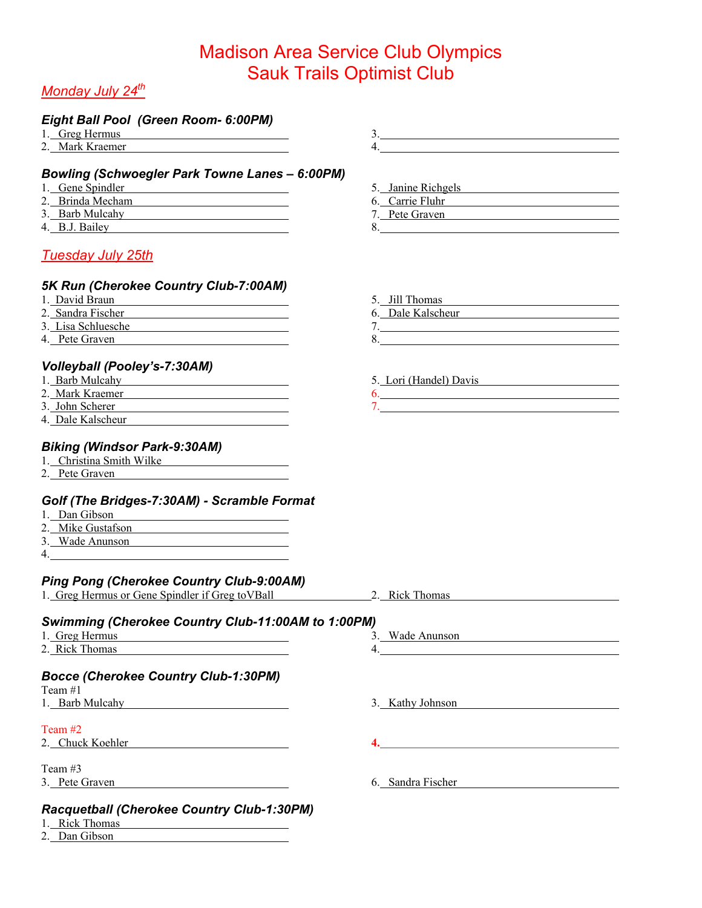# Madison Area Service Club Olympics
# Sauk Trails Optimist Club

## *Monday July 24th*

### *Eight Ball Pool (Green Room- 6:00PM)*

1. Greg Hermus
2. Mark Kraemer
3. 
4. 

### *Bowling (Schwoegler Park Towne Lanes – 6:00PM)*

1. Gene Spindler
2. Brinda Mecham
3. Barb Mulcahy
4. B.J. Bailey
5. Janine Richgels
6. Carrie Fluhr
7. Pete Graven
8. 

## *Tuesday July 25th*

### *5K Run (Cherokee Country Club-7:00AM)*

1. David Braun
2. Sandra Fischer
3. Lisa Schluesche
4. Pete Graven
5. Jill Thomas
6. Dale Kalscheur
7. 
8. 

### *Volleyball (Pooley's-7:30AM)*

1. Barb Mulcahy
2. Mark Kraemer
3. John Scherer
4. Dale Kalscheur
5. Lori (Handel) Davis
6. 
7. 

### *Biking (Windsor Park-9:30AM)*

1. Christina Smith Wilke
2. Pete Graven

### *Golf (The Bridges-7:30AM) - Scramble Format*

1. Dan Gibson
2. Mike Gustafson
3. Wade Anunson
4. 

### *Ping Pong (Cherokee Country Club-9:00AM)*

1. Greg Hermus or Gene Spindler if Greg toVBall
2. Rick Thomas

### *Swimming (Cherokee Country Club-11:00AM to 1:00PM)*

1. Greg Hermus
2. Rick Thomas
3. Wade Anunson
4. 

### *Bocce (Cherokee Country Club-1:30PM)*

Team #1

1. Barb Mulcahy
3. Kathy Johnson

Team #2

2. Chuck Koehler
4. 

Team #3

3. Pete Graven
6. Sandra Fischer

### *Racquetball (Cherokee Country Club-1:30PM)*

1. Rick Thomas
2. Dan Gibson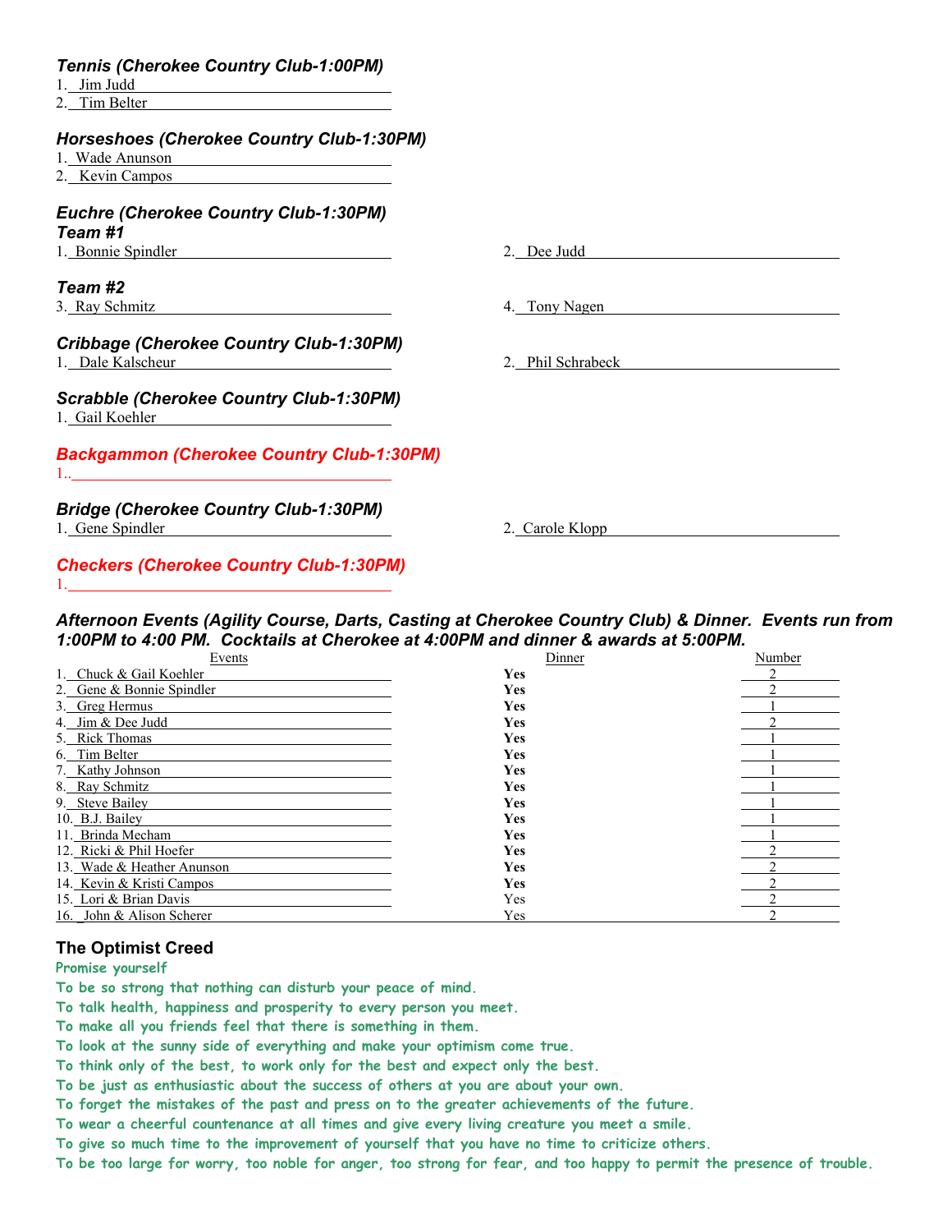### *Tennis (Cherokee Country Club-1:00PM)*

1. Jim Judd
2. Tim Belter

### *Horseshoes (Cherokee Country Club-1:30PM)*

1. Wade Anunson
2. Kevin Campos

### *Euchre (Cherokee Country Club-1:30PM)*

#### *Team #1*

1. Bonnie Spindler
2. Dee Judd

#### *Team #2*

3. Ray Schmitz
4. Tony Nagen

### *Cribbage (Cherokee Country Club-1:30PM)*

1. Dale Kalscheur
2. Phil Schrabeck

### *Scrabble (Cherokee Country Club-1:30PM)*

1. Gail Koehler

### *Backgammon (Cherokee Country Club-1:30PM)*

1..

### *Bridge (Cherokee Country Club-1:30PM)*

1. Gene Spindler
2. Carole Klopp

### *Checkers (Cherokee Country Club-1:30PM)*

1.

### *Afternoon Events (Agility Course, Darts, Casting at Cherokee Country Club) & Dinner. Events run from 1:00PM to 4:00 PM. Cocktails at Cherokee at 4:00PM and dinner & awards at 5:00PM.*

| Events | Dinner | Number |
|---|---|---|
| 1. Chuck & Gail Koehler | **Yes** | 2 |
| 2. Gene & Bonnie Spindler | **Yes** | 2 |
| 3. Greg Hermus | **Yes** | 1 |
| 4. Jim & Dee Judd | **Yes** | 2 |
| 5. Rick Thomas | **Yes** | 1 |
| 6. Tim Belter | **Yes** | 1 |
| 7. Kathy Johnson | **Yes** | 1 |
| 8. Ray Schmitz | **Yes** | 1 |
| 9. Steve Bailey | **Yes** | 1 |
| 10. B.J. Bailey | **Yes** | 1 |
| 11. Brinda Mecham | **Yes** | 1 |
| 12. Ricki & Phil Hoefer | **Yes** | 2 |
| 13. Wade & Heather Anunson | **Yes** | 2 |
| 14. Kevin & Kristi Campos | **Yes** | 2 |
| 15. Lori & Brian Davis | Yes | 2 |
| 16. John & Alison Scherer | Yes | 2 |

### The Optimist Creed

**Promise yourself**
**To be so strong that nothing can disturb your peace of mind.**
**To talk health, happiness and prosperity to every person you meet.**
**To make all you friends feel that there is something in them.**
**To look at the sunny side of everything and make your optimism come true.**
**To think only of the best, to work only for the best and expect only the best.**
**To be just as enthusiastic about the success of others as you are about your own.**
**To forget the mistakes of the past and press on to the greater achievements of the future.**
**To wear a cheerful countenance at all times and give every living creature you meet a smile.**
**To give so much time to the improvement of yourself that you have no time to criticize others.**
**To be too large for worry, too noble for anger, too strong for fear, and too happy to permit the presence of trouble.**